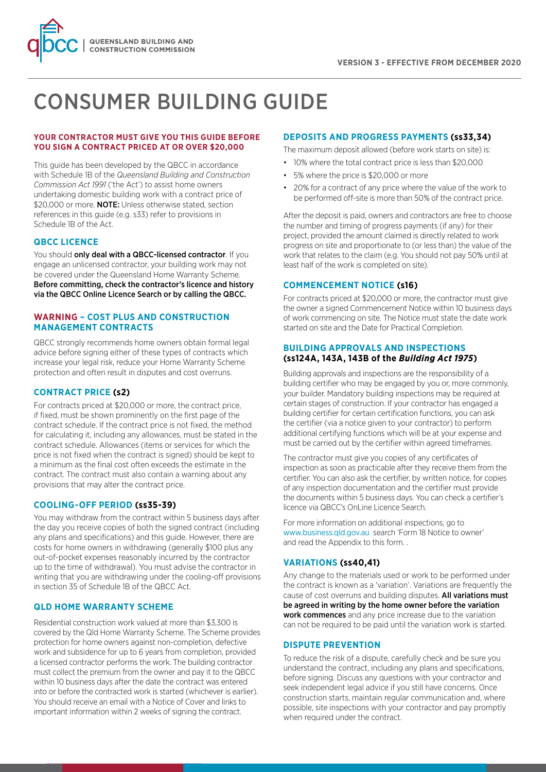QUEENSLAND BUILDING AND CONSTRUCTION COMMISSION

**VERSION 3 - EFFECTIVE FROM DECEMBER 2020**

# CONSUMER BUILDING GUIDE

**YOUR CONTRACTOR MUST GIVE YOU THIS GUIDE BEFORE YOU SIGN A CONTRACT PRICED AT OR OVER $20,000**

This guide has been developed by the QBCC in accordance with Schedule 1B of the *Queensland Building and Construction Commission Act 1991* ('the Act') to assist home owners undertaking domestic building work with a contract price of $20,000 or more. **NOTE:** Unless otherwise stated, section references in this guide (e.g. s33) refer to provisions in Schedule 1B of the Act.

## QBCC LICENCE

You should **only deal with a QBCC-licensed contractor**. If you engage an unlicensed contractor, your building work may not be covered under the Queensland Home Warranty Scheme. **Before committing, check the contractor's licence and history via the QBCC Online Licence Search or by calling the QBCC.**

## WARNING – COST PLUS AND CONSTRUCTION MANAGEMENT CONTRACTS

QBCC strongly recommends home owners obtain formal legal advice before signing either of these types of contracts which increase your legal risk, reduce your Home Warranty Scheme protection and often result in disputes and cost overruns.

## CONTRACT PRICE (s2)

For contracts priced at $20,000 or more, the contract price, if fixed, must be shown prominently on the first page of the contract schedule. If the contract price is not fixed, the method for calculating it, including any allowances, must be stated in the contract schedule. Allowances (items or services for which the price is not fixed when the contract is signed) should be kept to a minimum as the final cost often exceeds the estimate in the contract. The contract must also contain a warning about any provisions that may alter the contract price.

## COOLING-OFF PERIOD (ss35-39)

You may withdraw from the contract within 5 business days after the day you receive copies of both the signed contract (including any plans and specifications) and this guide. However, there are costs for home owners in withdrawing (generally $100 plus any out-of-pocket expenses reasonably incurred by the contractor up to the time of withdrawal). You must advise the contractor in writing that you are withdrawing under the cooling-off provisions in section 35 of Schedule 1B of the QBCC Act.

## QLD HOME WARRANTY SCHEME

Residential construction work valued at more than $3,300 is covered by the Qld Home Warranty Scheme. The Scheme provides protection for home owners against non-completion, defective work and subsidence for up to 6 years from completion, provided a licensed contractor performs the work. The building contractor must collect the premium from the owner and pay it to the QBCC within 10 business days after the date the contract was entered into or before the contracted work is started (whichever is earlier). You should receive an email with a Notice of Cover and links to important information within 2 weeks of signing the contract.

## DEPOSITS AND PROGRESS PAYMENTS (ss33,34)

The maximum deposit allowed (before work starts on site) is:

- 10% where the total contract price is less than $20,000
- 5% where the price is $20,000 or more
- 20% for a contract of any price where the value of the work to be performed off-site is more than 50% of the contract price.

After the deposit is paid, owners and contractors are free to choose the number and timing of progress payments (if any) for their project, provided the amount claimed is directly related to work progress on site and proportionate to (or less than) the value of the work that relates to the claim (e.g. You should not pay 50% until at least half of the work is completed on site).

## COMMENCEMENT NOTICE (s16)

For contracts priced at $20,000 or more, the contractor must give the owner a signed Commencement Notice within 10 business days of work commencing on site. The Notice must state the date work started on site and the Date for Practical Completion.

## BUILDING APPROVALS AND INSPECTIONS (ss124A, 143A, 143B of the *Building Act 1975*)

Building approvals and inspections are the responsibility of a building certifier who may be engaged by you or, more commonly, your builder. Mandatory building inspections may be required at certain stages of construction. If your contractor has engaged a building certifier for certain certification functions, you can ask the certifier (via a notice given to your contractor) to perform additional certifying functions which will be at your expense and must be carried out by the certifier within agreed timeframes.

The contractor must give you copies of any certificates of inspection as soon as practicable after they receive them from the certifier. You can also ask the certifier, by written notice, for copies of any inspection documentation and the certifier must provide the documents within 5 business days. You can check a certifier's licence via QBCC's OnLine Licence Search.

For more information on additional inspections, go to www.business.qld.gov.au search 'Form 18 Notice to owner' and read the Appendix to this form. .

## VARIATIONS (ss40,41)

Any change to the materials used or work to be performed under the contract is known as a 'variation'. Variations are frequently the cause of cost overruns and building disputes. **All variations must be agreed in writing by the home owner before the variation work commences** and any price increase due to the variation can not be required to be paid until the variation work is started.

## DISPUTE PREVENTION

To reduce the risk of a dispute, carefully check and be sure you understand the contract, including any plans and specifications, before signing. Discuss any questions with your contractor and seek independent legal advice if you still have concerns. Once construction starts, maintain regular communication and, where possible, site inspections with your contractor and pay promptly when required under the contract.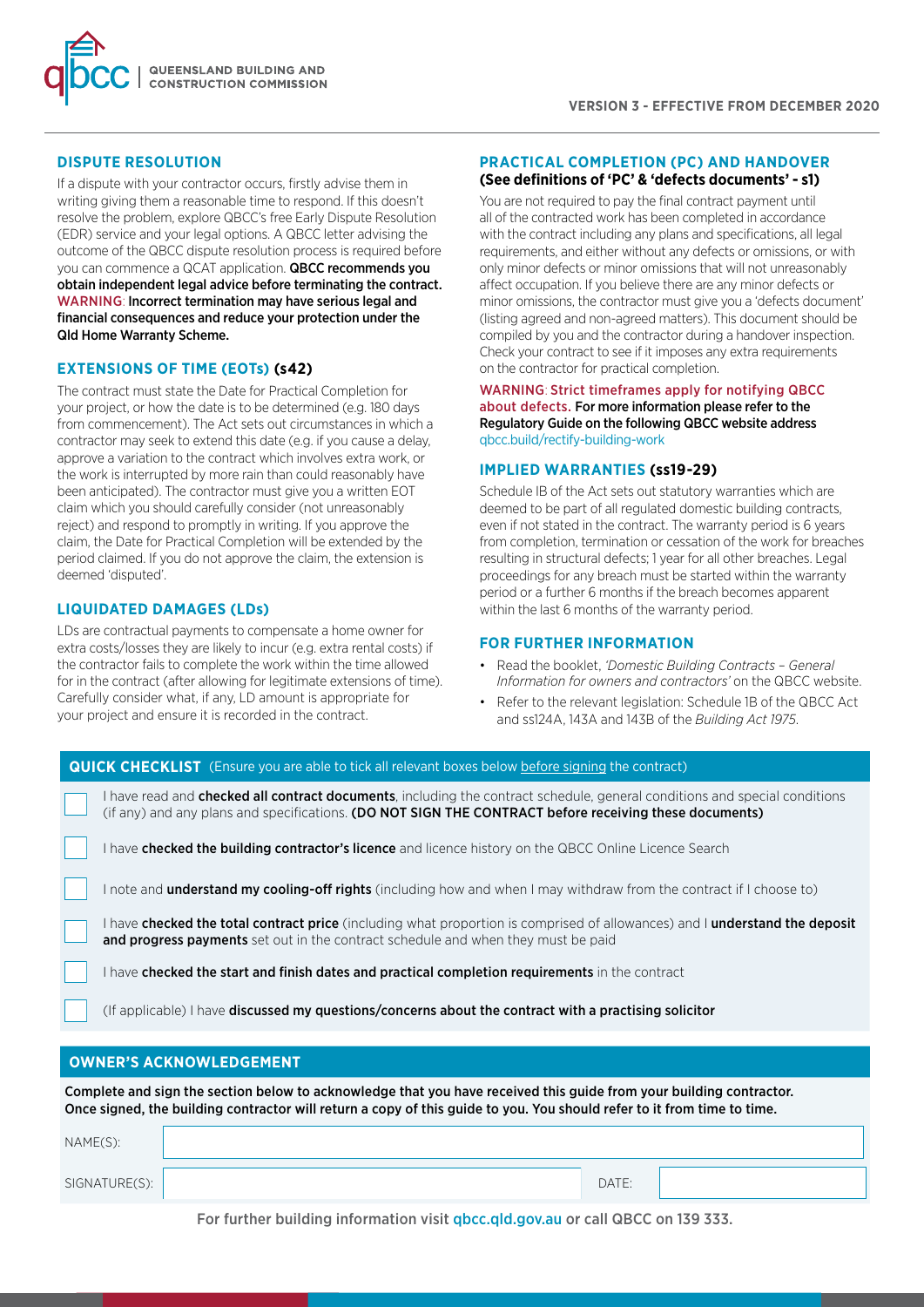## DISPUTE RESOLUTION

If a dispute with your contractor occurs, firstly advise them in writing giving them a reasonable time to respond. If this doesn't resolve the problem, explore QBCC's free Early Dispute Resolution (EDR) service and your legal options. A QBCC letter advising the outcome of the QBCC dispute resolution process is required before you can commence a QCAT application. **QBCC recommends you obtain independent legal advice before terminating the contract.** WARNING: **Incorrect termination may have serious legal and financial consequences and reduce your protection under the Qld Home Warranty Scheme.**

## EXTENSIONS OF TIME (EOTs) (s42)

The contract must state the Date for Practical Completion for your project, or how the date is to be determined (e.g. 180 days from commencement). The Act sets out circumstances in which a contractor may seek to extend this date (e.g. if you cause a delay, approve a variation to the contract which involves extra work, or the work is interrupted by more rain than could reasonably have been anticipated). The contractor must give you a written EOT claim which you should carefully consider (not unreasonably reject) and respond to promptly in writing. If you approve the claim, the Date for Practical Completion will be extended by the period claimed. If you do not approve the claim, the extension is deemed 'disputed'.

## LIQUIDATED DAMAGES (LDs)

LDs are contractual payments to compensate a home owner for extra costs/losses they are likely to incur (e.g. extra rental costs) if the contractor fails to complete the work within the time allowed for in the contract (after allowing for legitimate extensions of time). Carefully consider what, if any, LD amount is appropriate for your project and ensure it is recorded in the contract.

## PRACTICAL COMPLETION (PC) AND HANDOVER
**(See definitions of 'PC' & 'defects documents' - s1)**

You are not required to pay the final contract payment until all of the contracted work has been completed in accordance with the contract including any plans and specifications, all legal requirements, and either without any defects or omissions, or with only minor defects or minor omissions that will not unreasonably affect occupation. If you believe there are any minor defects or minor omissions, the contractor must give you a 'defects document' (listing agreed and non-agreed matters). This document should be compiled by you and the contractor during a handover inspection. Check your contract to see if it imposes any extra requirements on the contractor for practical completion.

WARNING: Strict timeframes apply for notifying QBCC about defects. **For more information please refer to the Regulatory Guide on the following QBCC website address** qbcc.build/rectify-building-work

## IMPLIED WARRANTIES (ss19-29)

Schedule IB of the Act sets out statutory warranties which are deemed to be part of all regulated domestic building contracts, even if not stated in the contract. The warranty period is 6 years from completion, termination or cessation of the work for breaches resulting in structural defects; 1 year for all other breaches. Legal proceedings for any breach must be started within the warranty period or a further 6 months if the breach becomes apparent within the last 6 months of the warranty period.

## FOR FURTHER INFORMATION

- Read the booklet, *'Domestic Building Contracts – General Information for owners and contractors'* on the QBCC website.
- Refer to the relevant legislation: Schedule 1B of the QBCC Act and ss124A, 143A and 143B of the *Building Act 1975*.

## QUICK CHECKLIST (Ensure you are able to tick all relevant boxes below before signing the contract)

- [ ] I have read and **checked all contract documents**, including the contract schedule, general conditions and special conditions (if any) and any plans and specifications. **(DO NOT SIGN THE CONTRACT before receiving these documents)**
- [ ] I have **checked the building contractor's licence** and licence history on the QBCC Online Licence Search
- [ ] I note and **understand my cooling-off rights** (including how and when I may withdraw from the contract if I choose to)
- [ ] I have **checked the total contract price** (including what proportion is comprised of allowances) and I **understand the deposit and progress payments** set out in the contract schedule and when they must be paid
- [ ] I have **checked the start and finish dates and practical completion requirements** in the contract
- [ ] (If applicable) I have **discussed my questions/concerns about the contract with a practising solicitor**

## OWNER'S ACKNOWLEDGEMENT

**Complete and sign the section below to acknowledge that you have received this guide from your building contractor. Once signed, the building contractor will return a copy of this guide to you. You should refer to it from time to time.**

| | | | |
|---|---|---|---|
| NAME(S): | | | |
| SIGNATURE(S): | | DATE: | |

For further building information visit qbcc.qld.gov.au or call QBCC on 139 333.